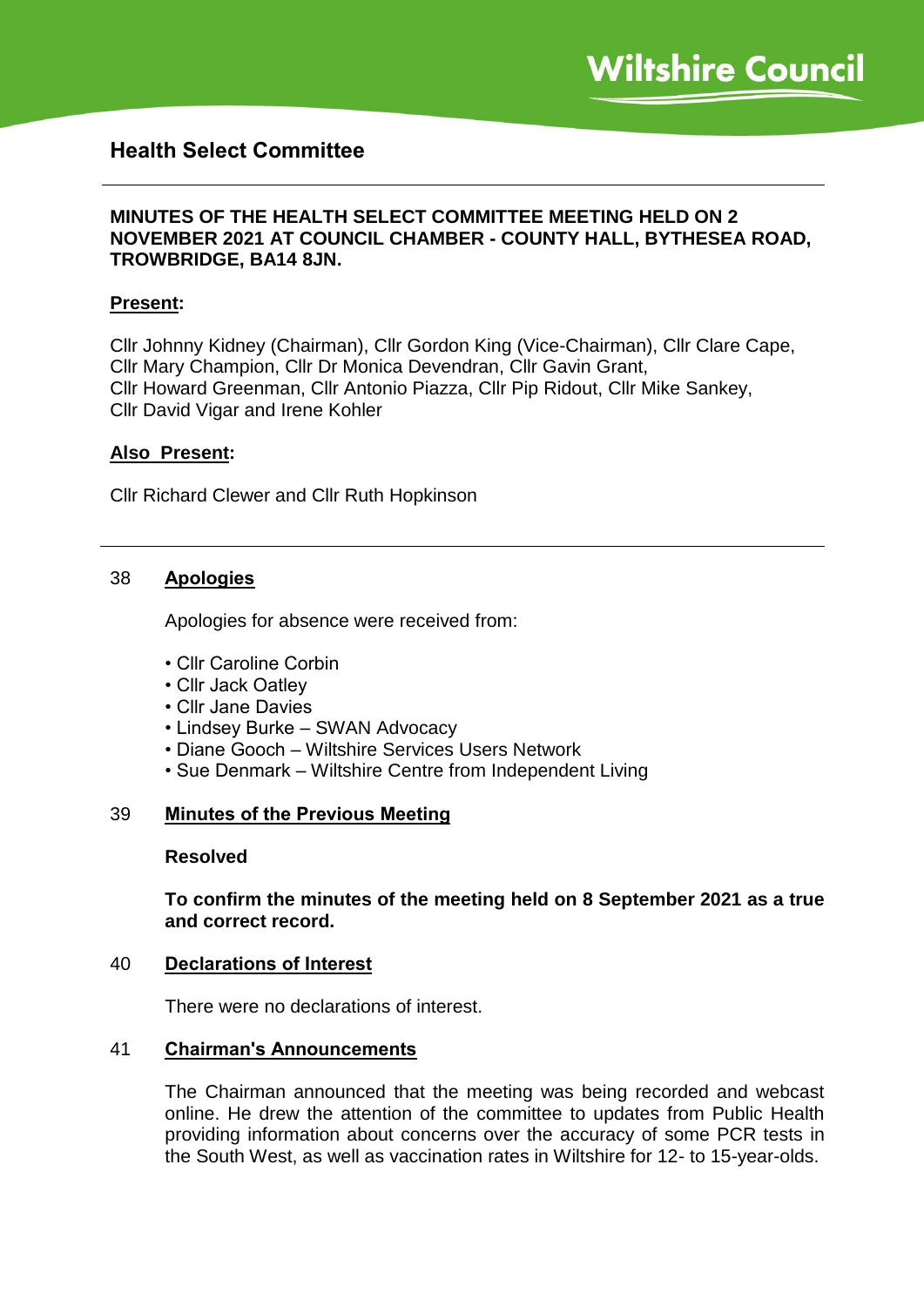Wiltshire Council

# Health Select Committee

**MINUTES OF THE HEALTH SELECT COMMITTEE MEETING HELD ON 2 NOVEMBER 2021 AT COUNCIL CHAMBER - COUNTY HALL, BYTHESEA ROAD, TROWBRIDGE, BA14 8JN.**

**Present:**

Cllr Johnny Kidney (Chairman), Cllr Gordon King (Vice-Chairman), Cllr Clare Cape, Cllr Mary Champion, Cllr Dr Monica Devendran, Cllr Gavin Grant, Cllr Howard Greenman, Cllr Antonio Piazza, Cllr Pip Ridout, Cllr Mike Sankey, Cllr David Vigar and Irene Kohler

**Also Present:**

Cllr Richard Clewer and Cllr Ruth Hopkinson

## 38 Apologies

Apologies for absence were received from:

- Cllr Caroline Corbin
- Cllr Jack Oatley
- Cllr Jane Davies
- Lindsey Burke – SWAN Advocacy
- Diane Gooch – Wiltshire Services Users Network
- Sue Denmark – Wiltshire Centre from Independent Living

## 39 Minutes of the Previous Meeting

**Resolved**

**To confirm the minutes of the meeting held on 8 September 2021 as a true and correct record.**

## 40 Declarations of Interest

There were no declarations of interest.

## 41 Chairman's Announcements

The Chairman announced that the meeting was being recorded and webcast online. He drew the attention of the committee to updates from Public Health providing information about concerns over the accuracy of some PCR tests in the South West, as well as vaccination rates in Wiltshire for 12- to 15-year-olds.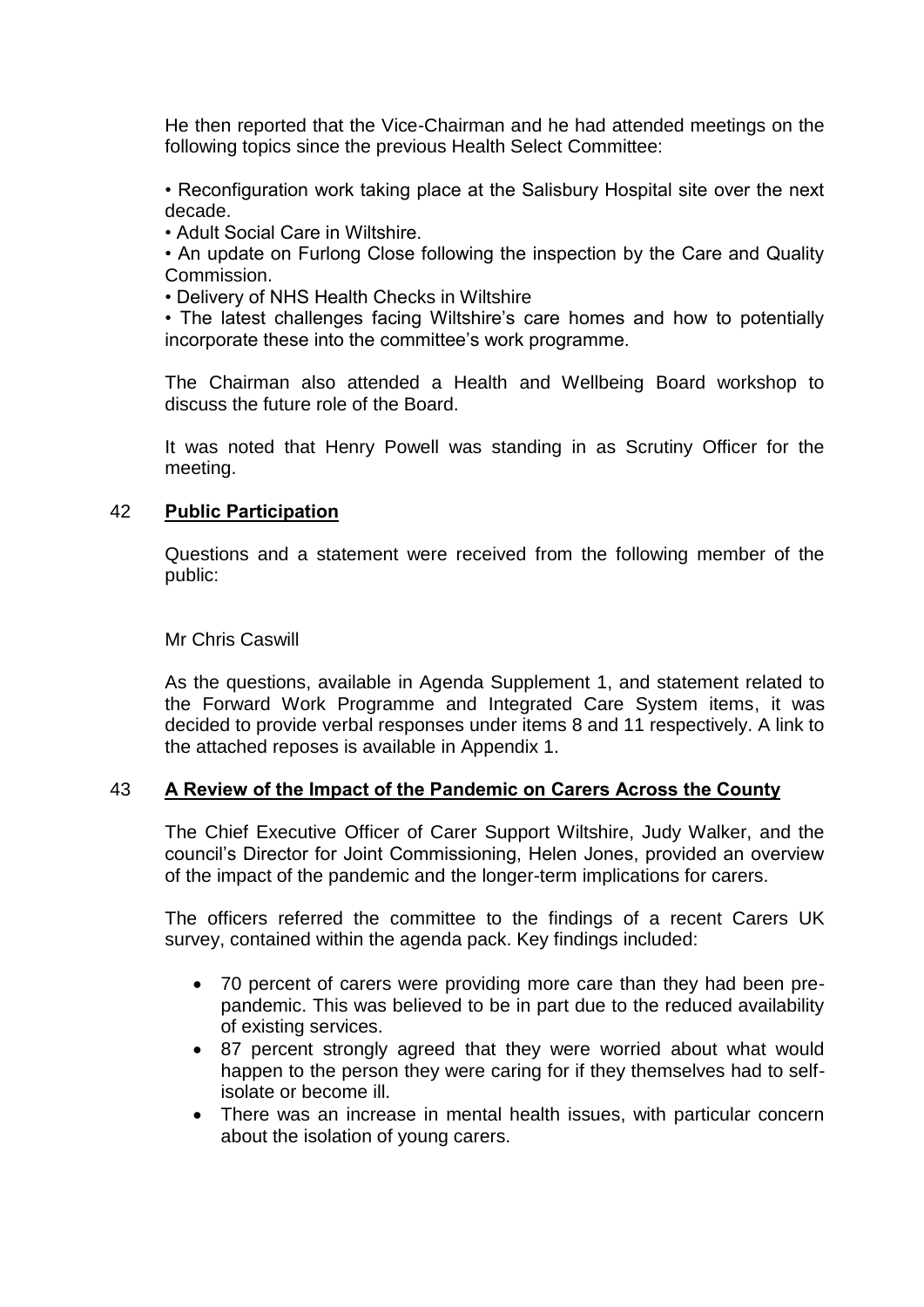He then reported that the Vice-Chairman and he had attended meetings on the following topics since the previous Health Select Committee:

• Reconfiguration work taking place at the Salisbury Hospital site over the next decade.
• Adult Social Care in Wiltshire.
• An update on Furlong Close following the inspection by the Care and Quality Commission.
• Delivery of NHS Health Checks in Wiltshire
• The latest challenges facing Wiltshire's care homes and how to potentially incorporate these into the committee's work programme.

The Chairman also attended a Health and Wellbeing Board workshop to discuss the future role of the Board.

It was noted that Henry Powell was standing in as Scrutiny Officer for the meeting.

## 42 **Public Participation**

Questions and a statement were received from the following member of the public:

Mr Chris Caswill

As the questions, available in Agenda Supplement 1, and statement related to the Forward Work Programme and Integrated Care System items, it was decided to provide verbal responses under items 8 and 11 respectively. A link to the attached reposes is available in Appendix 1.

## 43 **A Review of the Impact of the Pandemic on Carers Across the County**

The Chief Executive Officer of Carer Support Wiltshire, Judy Walker, and the council's Director for Joint Commissioning, Helen Jones, provided an overview of the impact of the pandemic and the longer-term implications for carers.

The officers referred the committee to the findings of a recent Carers UK survey, contained within the agenda pack. Key findings included:

- 70 percent of carers were providing more care than they had been pre-pandemic. This was believed to be in part due to the reduced availability of existing services.
- 87 percent strongly agreed that they were worried about what would happen to the person they were caring for if they themselves had to self-isolate or become ill.
- There was an increase in mental health issues, with particular concern about the isolation of young carers.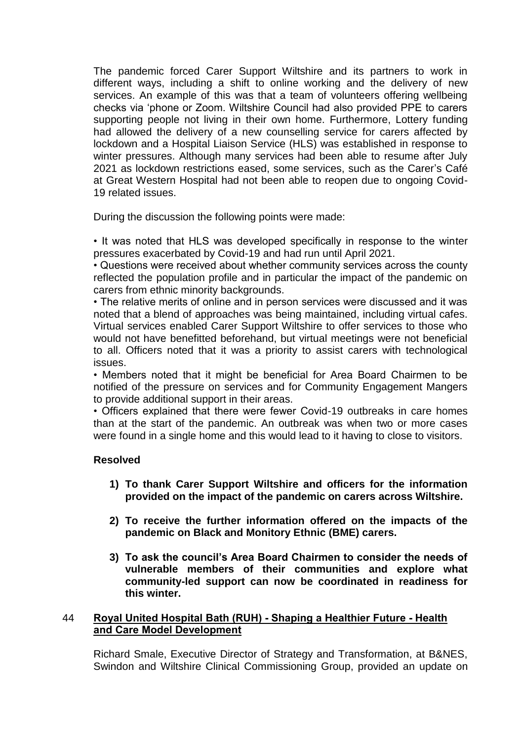The pandemic forced Carer Support Wiltshire and its partners to work in different ways, including a shift to online working and the delivery of new services. An example of this was that a team of volunteers offering wellbeing checks via 'phone or Zoom. Wiltshire Council had also provided PPE to carers supporting people not living in their own home. Furthermore, Lottery funding had allowed the delivery of a new counselling service for carers affected by lockdown and a Hospital Liaison Service (HLS) was established in response to winter pressures. Although many services had been able to resume after July 2021 as lockdown restrictions eased, some services, such as the Carer's Café at Great Western Hospital had not been able to reopen due to ongoing Covid-19 related issues.

During the discussion the following points were made:

- It was noted that HLS was developed specifically in response to the winter pressures exacerbated by Covid-19 and had run until April 2021.
- Questions were received about whether community services across the county reflected the population profile and in particular the impact of the pandemic on carers from ethnic minority backgrounds.
- The relative merits of online and in person services were discussed and it was noted that a blend of approaches was being maintained, including virtual cafes. Virtual services enabled Carer Support Wiltshire to offer services to those who would not have benefitted beforehand, but virtual meetings were not beneficial to all. Officers noted that it was a priority to assist carers with technological issues.
- Members noted that it might be beneficial for Area Board Chairmen to be notified of the pressure on services and for Community Engagement Mangers to provide additional support in their areas.
- Officers explained that there were fewer Covid-19 outbreaks in care homes than at the start of the pandemic. An outbreak was when two or more cases were found in a single home and this would lead to it having to close to visitors.

**Resolved**

1) **To thank Carer Support Wiltshire and officers for the information provided on the impact of the pandemic on carers across Wiltshire.**

2) **To receive the further information offered on the impacts of the pandemic on Black and Monitory Ethnic (BME) carers.**

3) **To ask the council's Area Board Chairmen to consider the needs of vulnerable members of their communities and explore what community-led support can now be coordinated in readiness for this winter.**

## 44 Royal United Hospital Bath (RUH) - Shaping a Healthier Future - Health and Care Model Development

Richard Smale, Executive Director of Strategy and Transformation, at B&NES, Swindon and Wiltshire Clinical Commissioning Group, provided an update on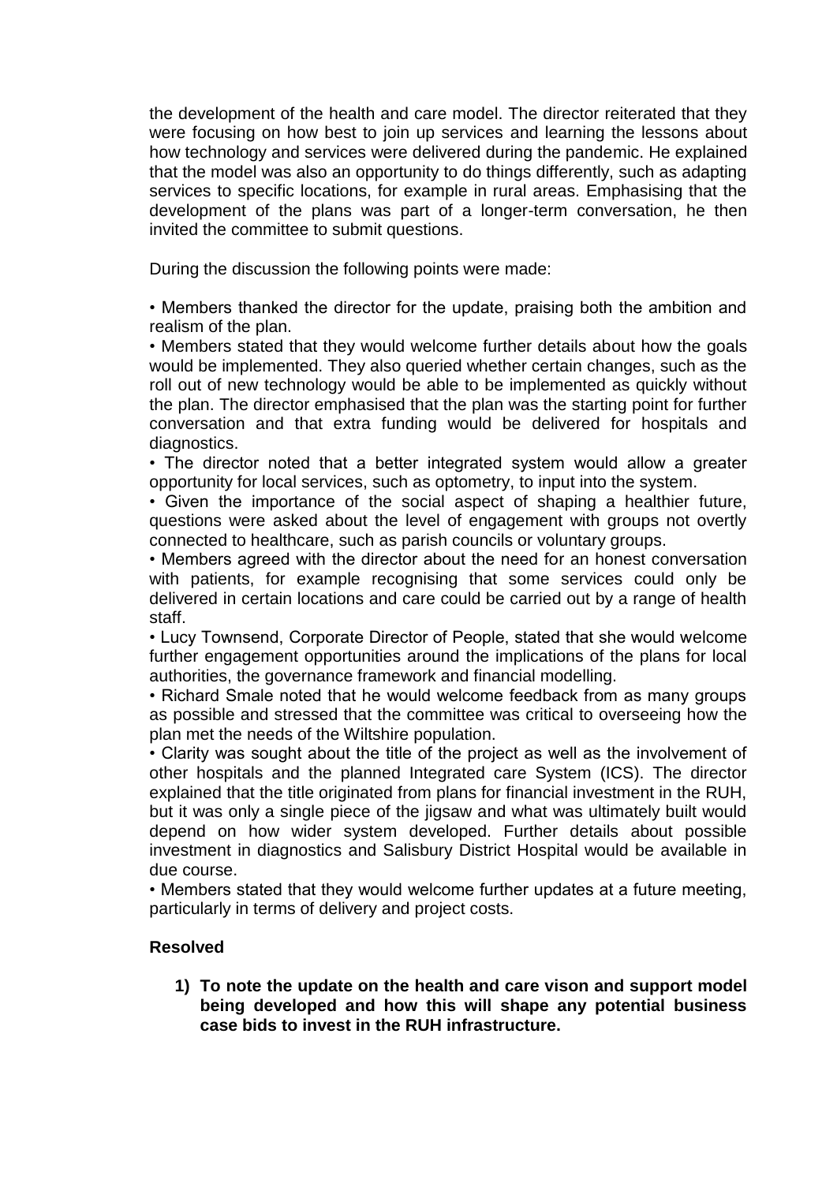the development of the health and care model. The director reiterated that they were focusing on how best to join up services and learning the lessons about how technology and services were delivered during the pandemic. He explained that the model was also an opportunity to do things differently, such as adapting services to specific locations, for example in rural areas. Emphasising that the development of the plans was part of a longer-term conversation, he then invited the committee to submit questions.

During the discussion the following points were made:

• Members thanked the director for the update, praising both the ambition and realism of the plan.
• Members stated that they would welcome further details about how the goals would be implemented. They also queried whether certain changes, such as the roll out of new technology would be able to be implemented as quickly without the plan. The director emphasised that the plan was the starting point for further conversation and that extra funding would be delivered for hospitals and diagnostics.
• The director noted that a better integrated system would allow a greater opportunity for local services, such as optometry, to input into the system.
• Given the importance of the social aspect of shaping a healthier future, questions were asked about the level of engagement with groups not overtly connected to healthcare, such as parish councils or voluntary groups.
• Members agreed with the director about the need for an honest conversation with patients, for example recognising that some services could only be delivered in certain locations and care could be carried out by a range of health staff.
• Lucy Townsend, Corporate Director of People, stated that she would welcome further engagement opportunities around the implications of the plans for local authorities, the governance framework and financial modelling.
• Richard Smale noted that he would welcome feedback from as many groups as possible and stressed that the committee was critical to overseeing how the plan met the needs of the Wiltshire population.
• Clarity was sought about the title of the project as well as the involvement of other hospitals and the planned Integrated care System (ICS). The director explained that the title originated from plans for financial investment in the RUH, but it was only a single piece of the jigsaw and what was ultimately built would depend on how wider system developed. Further details about possible investment in diagnostics and Salisbury District Hospital would be available in due course.
• Members stated that they would welcome further updates at a future meeting, particularly in terms of delivery and project costs.

**Resolved**

1) **To note the update on the health and care vison and support model being developed and how this will shape any potential business case bids to invest in the RUH infrastructure.**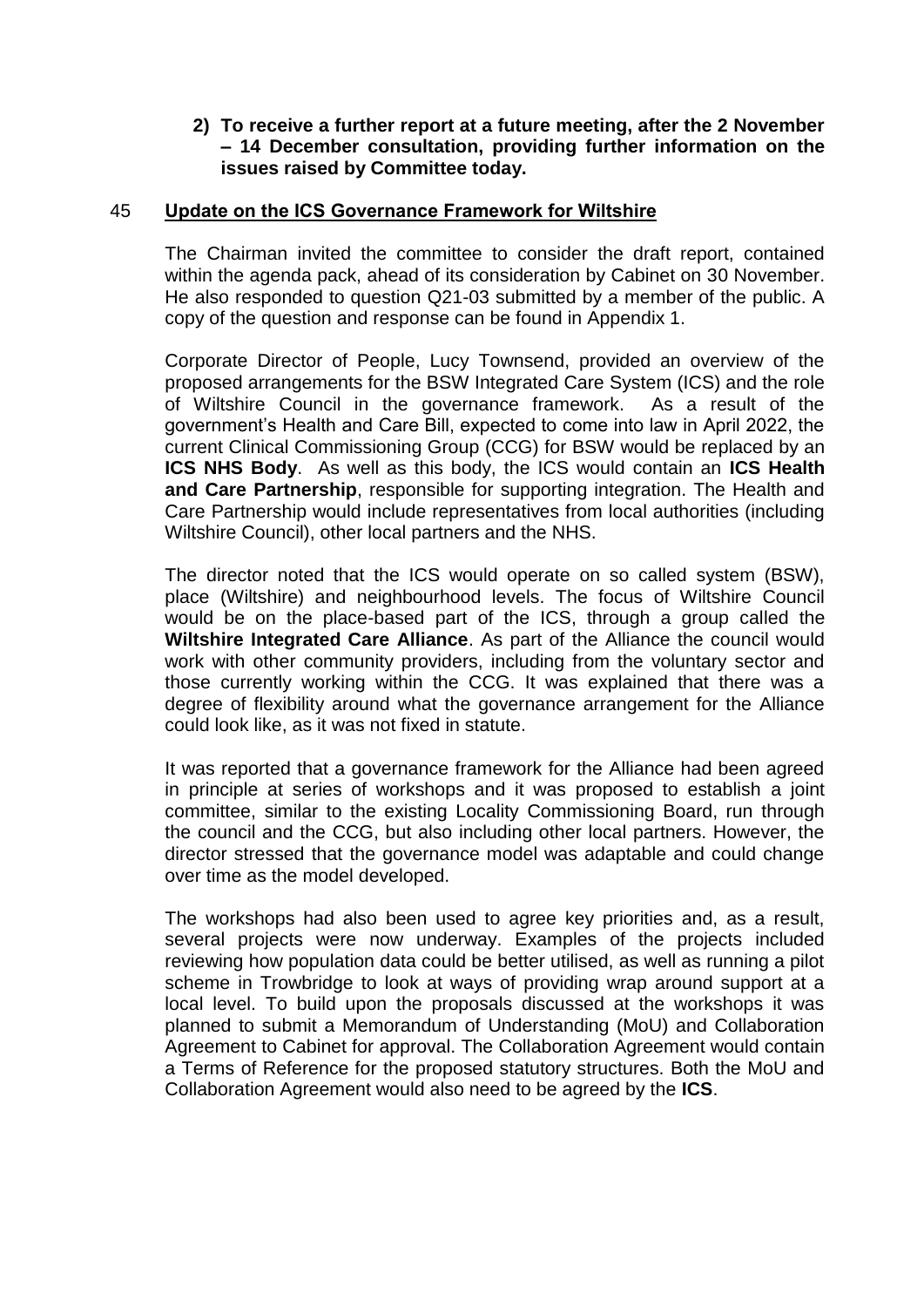**2) To receive a further report at a future meeting, after the 2 November – 14 December consultation, providing further information on the issues raised by Committee today.**

## 45 Update on the ICS Governance Framework for Wiltshire

The Chairman invited the committee to consider the draft report, contained within the agenda pack, ahead of its consideration by Cabinet on 30 November. He also responded to question Q21-03 submitted by a member of the public. A copy of the question and response can be found in Appendix 1.

Corporate Director of People, Lucy Townsend, provided an overview of the proposed arrangements for the BSW Integrated Care System (ICS) and the role of Wiltshire Council in the governance framework. As a result of the government's Health and Care Bill, expected to come into law in April 2022, the current Clinical Commissioning Group (CCG) for BSW would be replaced by an **ICS NHS Body**. As well as this body, the ICS would contain an **ICS Health and Care Partnership**, responsible for supporting integration. The Health and Care Partnership would include representatives from local authorities (including Wiltshire Council), other local partners and the NHS.

The director noted that the ICS would operate on so called system (BSW), place (Wiltshire) and neighbourhood levels. The focus of Wiltshire Council would be on the place-based part of the ICS, through a group called the **Wiltshire Integrated Care Alliance**. As part of the Alliance the council would work with other community providers, including from the voluntary sector and those currently working within the CCG. It was explained that there was a degree of flexibility around what the governance arrangement for the Alliance could look like, as it was not fixed in statute.

It was reported that a governance framework for the Alliance had been agreed in principle at series of workshops and it was proposed to establish a joint committee, similar to the existing Locality Commissioning Board, run through the council and the CCG, but also including other local partners. However, the director stressed that the governance model was adaptable and could change over time as the model developed.

The workshops had also been used to agree key priorities and, as a result, several projects were now underway. Examples of the projects included reviewing how population data could be better utilised, as well as running a pilot scheme in Trowbridge to look at ways of providing wrap around support at a local level. To build upon the proposals discussed at the workshops it was planned to submit a Memorandum of Understanding (MoU) and Collaboration Agreement to Cabinet for approval. The Collaboration Agreement would contain a Terms of Reference for the proposed statutory structures. Both the MoU and Collaboration Agreement would also need to be agreed by the **ICS**.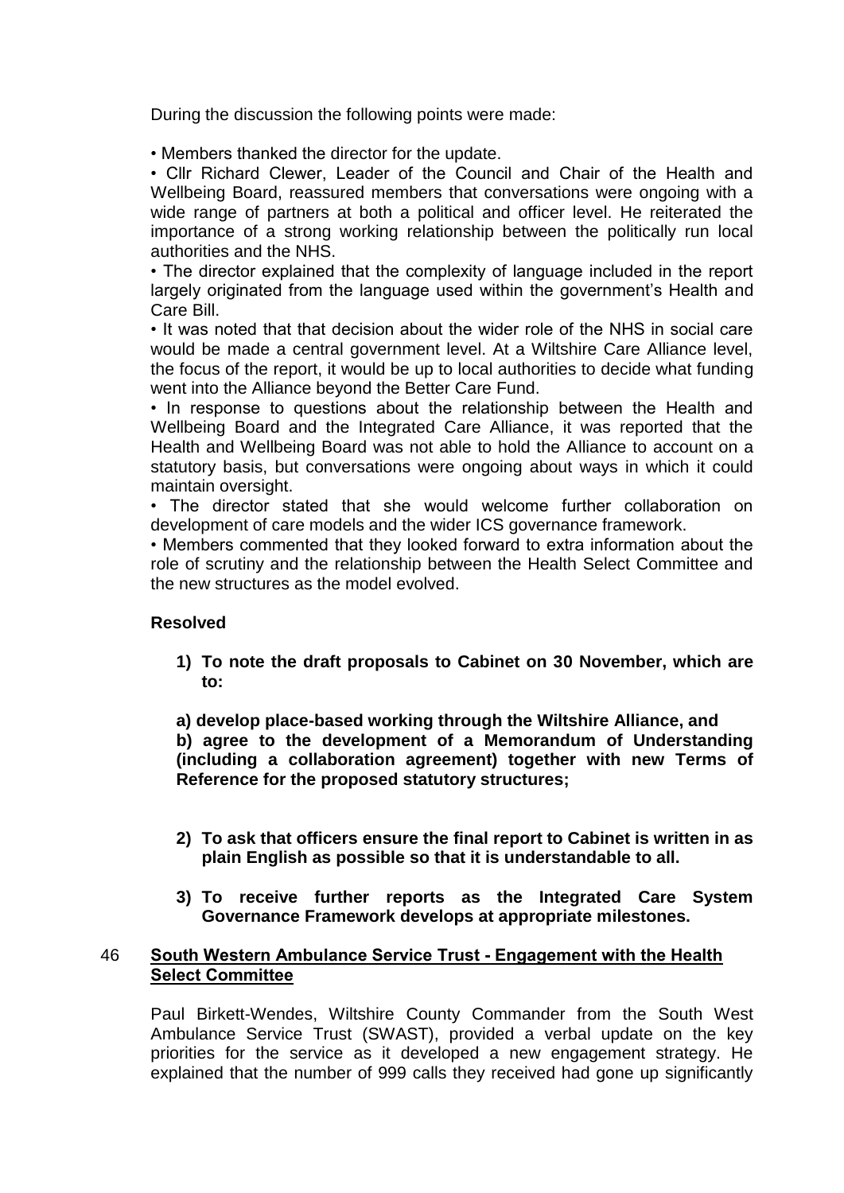During the discussion the following points were made:

- Members thanked the director for the update.
- Cllr Richard Clewer, Leader of the Council and Chair of the Health and Wellbeing Board, reassured members that conversations were ongoing with a wide range of partners at both a political and officer level. He reiterated the importance of a strong working relationship between the politically run local authorities and the NHS.
- The director explained that the complexity of language included in the report largely originated from the language used within the government's Health and Care Bill.
- It was noted that that decision about the wider role of the NHS in social care would be made a central government level. At a Wiltshire Care Alliance level, the focus of the report, it would be up to local authorities to decide what funding went into the Alliance beyond the Better Care Fund.
- In response to questions about the relationship between the Health and Wellbeing Board and the Integrated Care Alliance, it was reported that the Health and Wellbeing Board was not able to hold the Alliance to account on a statutory basis, but conversations were ongoing about ways in which it could maintain oversight.
- The director stated that she would welcome further collaboration on development of care models and the wider ICS governance framework.
- Members commented that they looked forward to extra information about the role of scrutiny and the relationship between the Health Select Committee and the new structures as the model evolved.

**Resolved**

1) **To note the draft proposals to Cabinet on 30 November, which are to:**

   **a) develop place-based working through the Wiltshire Alliance, and**
   
   **b) agree to the development of a Memorandum of Understanding (including a collaboration agreement) together with new Terms of Reference for the proposed statutory structures;**

2) **To ask that officers ensure the final report to Cabinet is written in as plain English as possible so that it is understandable to all.**

3) **To receive further reports as the Integrated Care System Governance Framework develops at appropriate milestones.**

## 46 South Western Ambulance Service Trust - Engagement with the Health Select Committee

Paul Birkett-Wendes, Wiltshire County Commander from the South West Ambulance Service Trust (SWAST), provided a verbal update on the key priorities for the service as it developed a new engagement strategy. He explained that the number of 999 calls they received had gone up significantly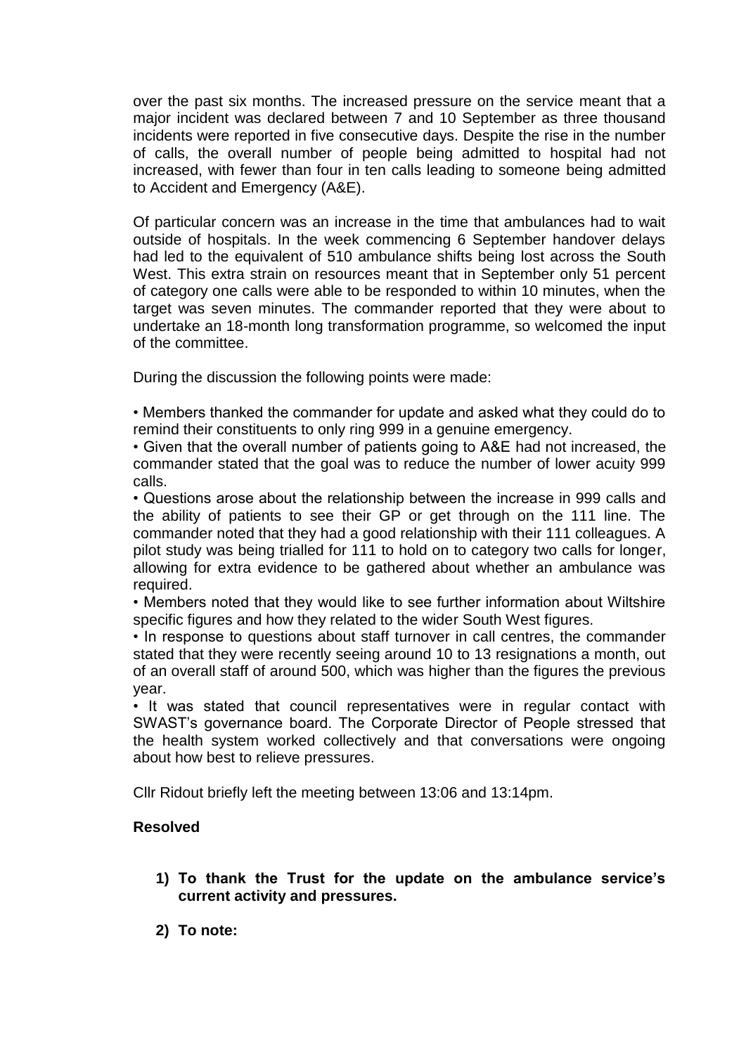over the past six months. The increased pressure on the service meant that a major incident was declared between 7 and 10 September as three thousand incidents were reported in five consecutive days. Despite the rise in the number of calls, the overall number of people being admitted to hospital had not increased, with fewer than four in ten calls leading to someone being admitted to Accident and Emergency (A&E).

Of particular concern was an increase in the time that ambulances had to wait outside of hospitals. In the week commencing 6 September handover delays had led to the equivalent of 510 ambulance shifts being lost across the South West. This extra strain on resources meant that in September only 51 percent of category one calls were able to be responded to within 10 minutes, when the target was seven minutes. The commander reported that they were about to undertake an 18-month long transformation programme, so welcomed the input of the committee.

During the discussion the following points were made:

- Members thanked the commander for update and asked what they could do to remind their constituents to only ring 999 in a genuine emergency.
- Given that the overall number of patients going to A&E had not increased, the commander stated that the goal was to reduce the number of lower acuity 999 calls.
- Questions arose about the relationship between the increase in 999 calls and the ability of patients to see their GP or get through on the 111 line. The commander noted that they had a good relationship with their 111 colleagues. A pilot study was being trialled for 111 to hold on to category two calls for longer, allowing for extra evidence to be gathered about whether an ambulance was required.
- Members noted that they would like to see further information about Wiltshire specific figures and how they related to the wider South West figures.
- In response to questions about staff turnover in call centres, the commander stated that they were recently seeing around 10 to 13 resignations a month, out of an overall staff of around 500, which was higher than the figures the previous year.
- It was stated that council representatives were in regular contact with SWAST's governance board. The Corporate Director of People stressed that the health system worked collectively and that conversations were ongoing about how best to relieve pressures.

Cllr Ridout briefly left the meeting between 13:06 and 13:14pm.

**Resolved**

1) **To thank the Trust for the update on the ambulance service's current activity and pressures.**

2) **To note:**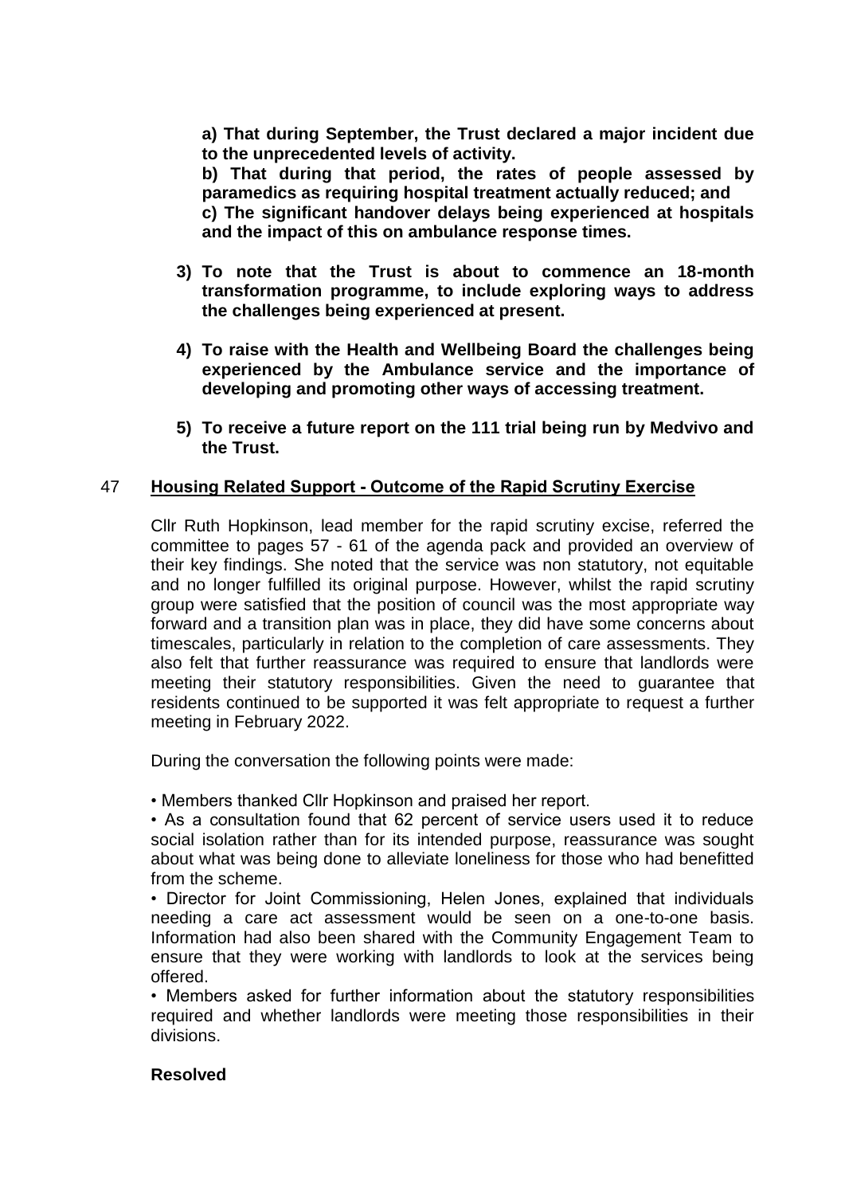**a) That during September, the Trust declared a major incident due to the unprecedented levels of activity.**
**b) That during that period, the rates of people assessed by paramedics as requiring hospital treatment actually reduced; and**
**c) The significant handover delays being experienced at hospitals and the impact of this on ambulance response times.**

**3) To note that the Trust is about to commence an 18-month transformation programme, to include exploring ways to address the challenges being experienced at present.**

**4) To raise with the Health and Wellbeing Board the challenges being experienced by the Ambulance service and the importance of developing and promoting other ways of accessing treatment.**

**5) To receive a future report on the 111 trial being run by Medvivo and the Trust.**

## 47 Housing Related Support - Outcome of the Rapid Scrutiny Exercise

Cllr Ruth Hopkinson, lead member for the rapid scrutiny excise, referred the committee to pages 57 - 61 of the agenda pack and provided an overview of their key findings. She noted that the service was non statutory, not equitable and no longer fulfilled its original purpose. However, whilst the rapid scrutiny group were satisfied that the position of council was the most appropriate way forward and a transition plan was in place, they did have some concerns about timescales, particularly in relation to the completion of care assessments. They also felt that further reassurance was required to ensure that landlords were meeting their statutory responsibilities. Given the need to guarantee that residents continued to be supported it was felt appropriate to request a further meeting in February 2022.

During the conversation the following points were made:

• Members thanked Cllr Hopkinson and praised her report.

• As a consultation found that 62 percent of service users used it to reduce social isolation rather than for its intended purpose, reassurance was sought about what was being done to alleviate loneliness for those who had benefitted from the scheme.

• Director for Joint Commissioning, Helen Jones, explained that individuals needing a care act assessment would be seen on a one-to-one basis. Information had also been shared with the Community Engagement Team to ensure that they were working with landlords to look at the services being offered.

• Members asked for further information about the statutory responsibilities required and whether landlords were meeting those responsibilities in their divisions.

**Resolved**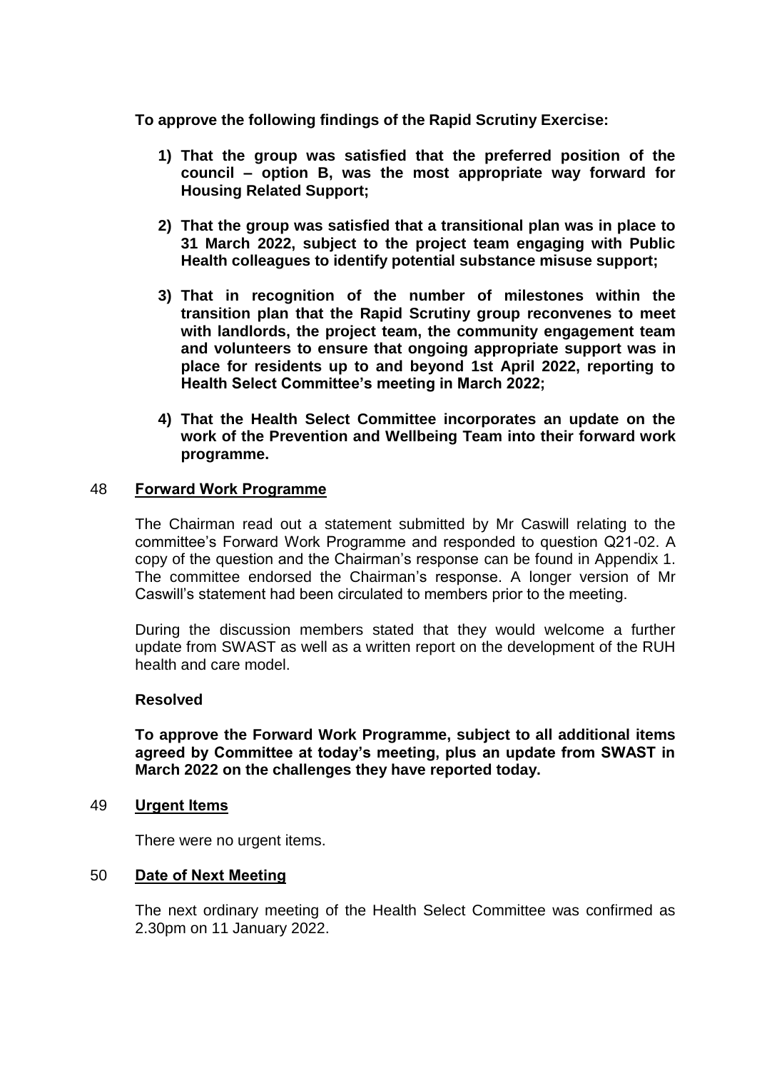**To approve the following findings of the Rapid Scrutiny Exercise:**

1) **That the group was satisfied that the preferred position of the council – option B, was the most appropriate way forward for Housing Related Support;**

2) **That the group was satisfied that a transitional plan was in place to 31 March 2022, subject to the project team engaging with Public Health colleagues to identify potential substance misuse support;**

3) **That in recognition of the number of milestones within the transition plan that the Rapid Scrutiny group reconvenes to meet with landlords, the project team, the community engagement team and volunteers to ensure that ongoing appropriate support was in place for residents up to and beyond 1st April 2022, reporting to Health Select Committee's meeting in March 2022;**

4) **That the Health Select Committee incorporates an update on the work of the Prevention and Wellbeing Team into their forward work programme.**

## 48 Forward Work Programme

The Chairman read out a statement submitted by Mr Caswill relating to the committee's Forward Work Programme and responded to question Q21-02. A copy of the question and the Chairman's response can be found in Appendix 1. The committee endorsed the Chairman's response. A longer version of Mr Caswill's statement had been circulated to members prior to the meeting.

During the discussion members stated that they would welcome a further update from SWAST as well as a written report on the development of the RUH health and care model.

**Resolved**

**To approve the Forward Work Programme, subject to all additional items agreed by Committee at today's meeting, plus an update from SWAST in March 2022 on the challenges they have reported today.**

## 49 Urgent Items

There were no urgent items.

## 50 Date of Next Meeting

The next ordinary meeting of the Health Select Committee was confirmed as 2.30pm on 11 January 2022.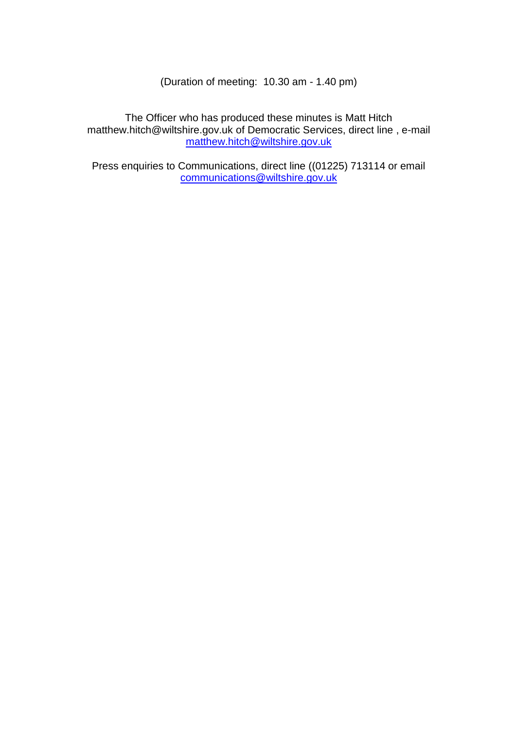(Duration of meeting: 10.30 am - 1.40 pm)

The Officer who has produced these minutes is Matt Hitch matthew.hitch@wiltshire.gov.uk of Democratic Services, direct line , e-mail matthew.hitch@wiltshire.gov.uk

Press enquiries to Communications, direct line ((01225) 713114 or email communications@wiltshire.gov.uk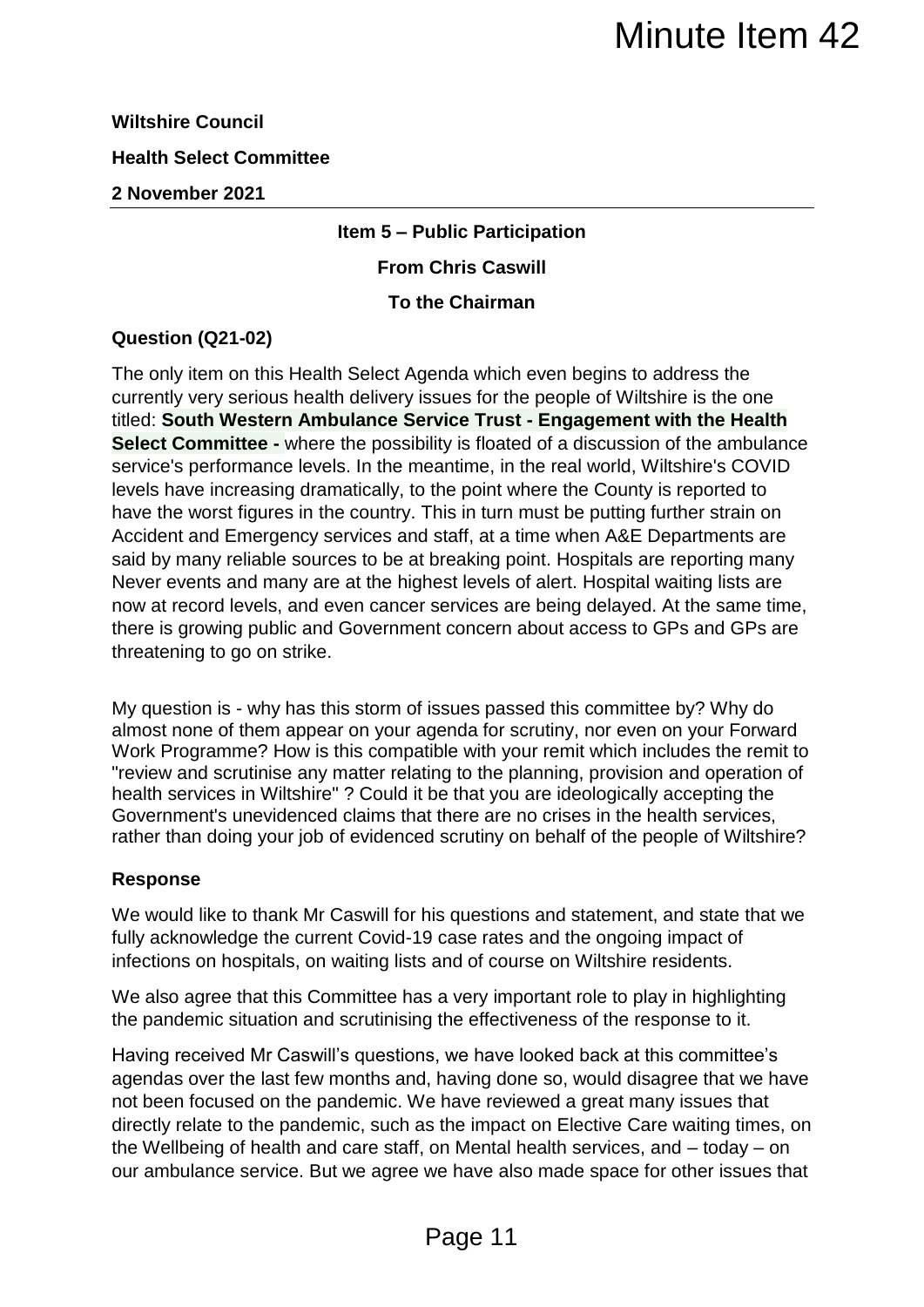# Minute Item 42

**Wiltshire Council**

**Health Select Committee**

**2 November 2021**

**Item 5 – Public Participation**

**From Chris Caswill**

**To the Chairman**

**Question (Q21-02)**

The only item on this Health Select Agenda which even begins to address the currently very serious health delivery issues for the people of Wiltshire is the one titled: **South Western Ambulance Service Trust - Engagement with the Health Select Committee -** where the possibility is floated of a discussion of the ambulance service's performance levels. In the meantime, in the real world, Wiltshire's COVID levels have increasing dramatically, to the point where the County is reported to have the worst figures in the country. This in turn must be putting further strain on Accident and Emergency services and staff, at a time when A&E Departments are said by many reliable sources to be at breaking point. Hospitals are reporting many Never events and many are at the highest levels of alert. Hospital waiting lists are now at record levels, and even cancer services are being delayed. At the same time, there is growing public and Government concern about access to GPs and GPs are threatening to go on strike.

My question is - why has this storm of issues passed this committee by? Why do almost none of them appear on your agenda for scrutiny, nor even on your Forward Work Programme? How is this compatible with your remit which includes the remit to "review and scrutinise any matter relating to the planning, provision and operation of health services in Wiltshire" ? Could it be that you are ideologically accepting the Government's unevidenced claims that there are no crises in the health services, rather than doing your job of evidenced scrutiny on behalf of the people of Wiltshire?

**Response**

We would like to thank Mr Caswill for his questions and statement, and state that we fully acknowledge the current Covid-19 case rates and the ongoing impact of infections on hospitals, on waiting lists and of course on Wiltshire residents.

We also agree that this Committee has a very important role to play in highlighting the pandemic situation and scrutinising the effectiveness of the response to it.

Having received Mr Caswill's questions, we have looked back at this committee's agendas over the last few months and, having done so, would disagree that we have not been focused on the pandemic. We have reviewed a great many issues that directly relate to the pandemic, such as the impact on Elective Care waiting times, on the Wellbeing of health and care staff, on Mental health services, and – today – on our ambulance service. But we agree we have also made space for other issues that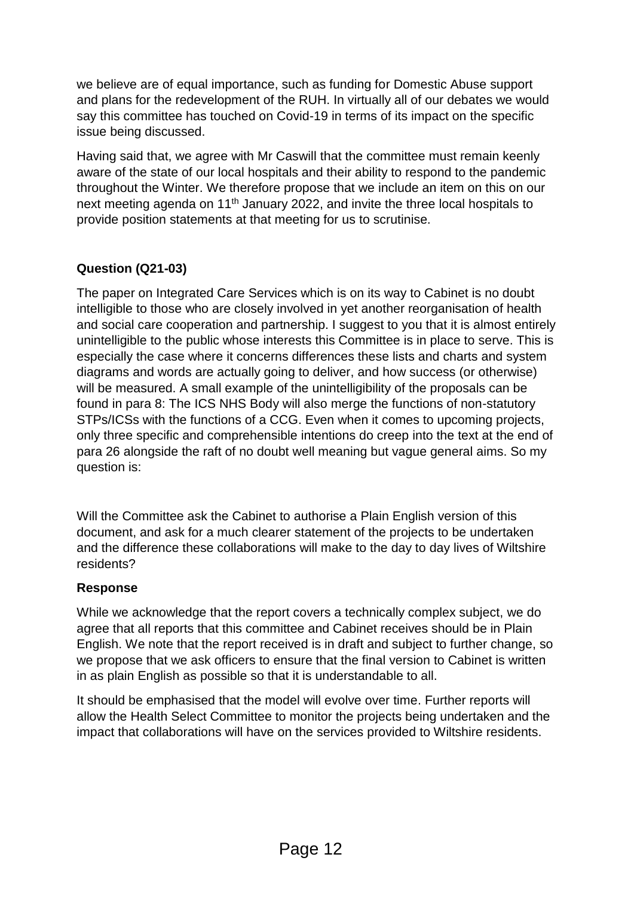we believe are of equal importance, such as funding for Domestic Abuse support and plans for the redevelopment of the RUH. In virtually all of our debates we would say this committee has touched on Covid-19 in terms of its impact on the specific issue being discussed.

Having said that, we agree with Mr Caswill that the committee must remain keenly aware of the state of our local hospitals and their ability to respond to the pandemic throughout the Winter. We therefore propose that we include an item on this on our next meeting agenda on 11th January 2022, and invite the three local hospitals to provide position statements at that meeting for us to scrutinise.

**Question (Q21-03)**

The paper on Integrated Care Services which is on its way to Cabinet is no doubt intelligible to those who are closely involved in yet another reorganisation of health and social care cooperation and partnership. I suggest to you that it is almost entirely unintelligible to the public whose interests this Committee is in place to serve. This is especially the case where it concerns differences these lists and charts and system diagrams and words are actually going to deliver, and how success (or otherwise) will be measured. A small example of the unintelligibility of the proposals can be found in para 8: The ICS NHS Body will also merge the functions of non-statutory STPs/ICSs with the functions of a CCG. Even when it comes to upcoming projects, only three specific and comprehensible intentions do creep into the text at the end of para 26 alongside the raft of no doubt well meaning but vague general aims. So my question is:

Will the Committee ask the Cabinet to authorise a Plain English version of this document, and ask for a much clearer statement of the projects to be undertaken and the difference these collaborations will make to the day to day lives of Wiltshire residents?

**Response**

While we acknowledge that the report covers a technically complex subject, we do agree that all reports that this committee and Cabinet receives should be in Plain English. We note that the report received is in draft and subject to further change, so we propose that we ask officers to ensure that the final version to Cabinet is written in as plain English as possible so that it is understandable to all.

It should be emphasised that the model will evolve over time. Further reports will allow the Health Select Committee to monitor the projects being undertaken and the impact that collaborations will have on the services provided to Wiltshire residents.